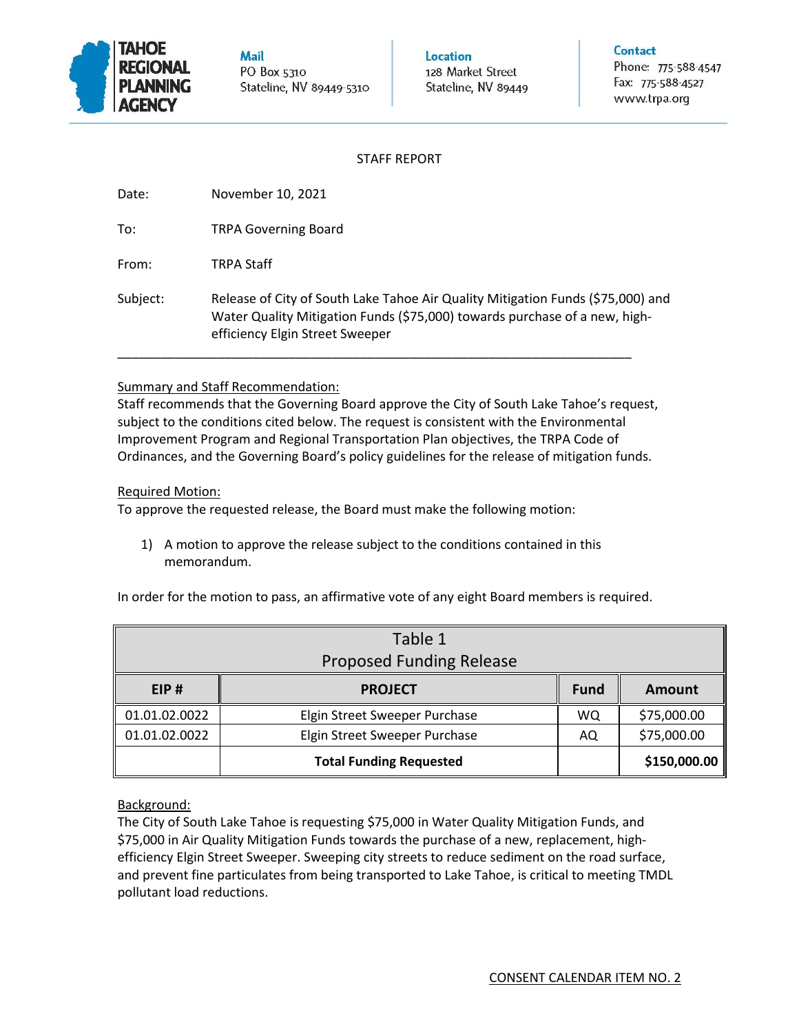TAHOE REGIONAL PLANNING AGENCY

**Mail**
PO Box 5310
Stateline, NV 89449-5310

**Location**
128 Market Street
Stateline, NV 89449

**Contact**
Phone: 775-588-4547
Fax: 775-588-4527
www.trpa.org

STAFF REPORT

Date: November 10, 2021

To: TRPA Governing Board

From: TRPA Staff

Subject: Release of City of South Lake Tahoe Air Quality Mitigation Funds ($75,000) and Water Quality Mitigation Funds ($75,000) towards purchase of a new, high-efficiency Elgin Street Sweeper

---

Summary and Staff Recommendation:
Staff recommends that the Governing Board approve the City of South Lake Tahoe's request, subject to the conditions cited below. The request is consistent with the Environmental Improvement Program and Regional Transportation Plan objectives, the TRPA Code of Ordinances, and the Governing Board's policy guidelines for the release of mitigation funds.

Required Motion:
To approve the requested release, the Board must make the following motion:

1) A motion to approve the release subject to the conditions contained in this memorandum.

In order for the motion to pass, an affirmative vote of any eight Board members is required.

Table 1
Proposed Funding Release

| EIP # | PROJECT | Fund | Amount |
|---|---|---|---|
| 01.01.02.0022 | Elgin Street Sweeper Purchase | WQ | $75,000.00 |
| 01.01.02.0022 | Elgin Street Sweeper Purchase | AQ | $75,000.00 |
| | **Total Funding Requested** | | **$150,000.00** |

Background:
The City of South Lake Tahoe is requesting $75,000 in Water Quality Mitigation Funds, and $75,000 in Air Quality Mitigation Funds towards the purchase of a new, replacement, high-efficiency Elgin Street Sweeper. Sweeping city streets to reduce sediment on the road surface, and prevent fine particulates from being transported to Lake Tahoe, is critical to meeting TMDL pollutant load reductions.

CONSENT CALENDAR ITEM NO. 2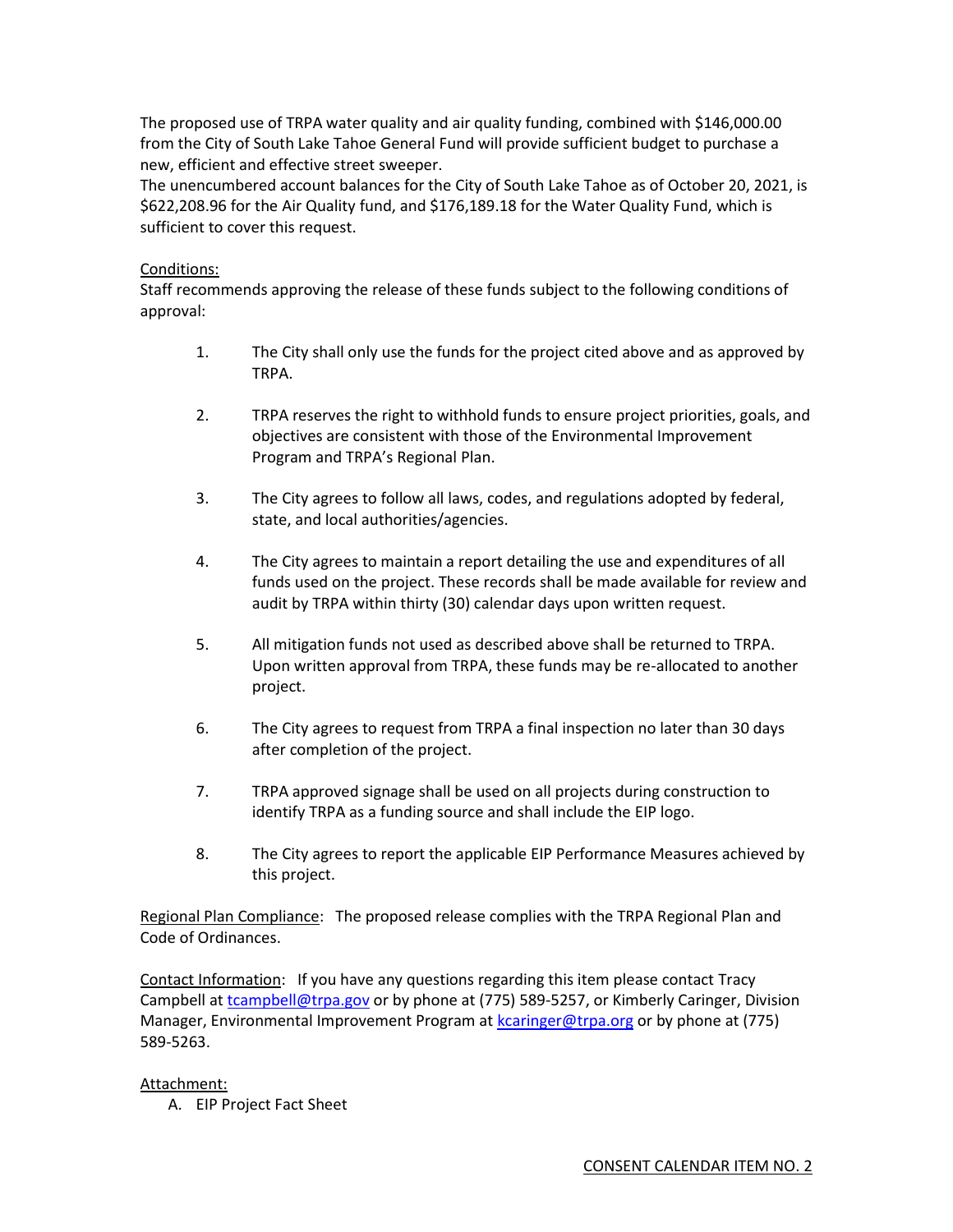The proposed use of TRPA water quality and air quality funding, combined with $146,000.00 from the City of South Lake Tahoe General Fund will provide sufficient budget to purchase a new, efficient and effective street sweeper.

The unencumbered account balances for the City of South Lake Tahoe as of October 20, 2021, is $622,208.96 for the Air Quality fund, and $176,189.18 for the Water Quality Fund, which is sufficient to cover this request.

Conditions:

Staff recommends approving the release of these funds subject to the following conditions of approval:

1. The City shall only use the funds for the project cited above and as approved by TRPA.

2. TRPA reserves the right to withhold funds to ensure project priorities, goals, and objectives are consistent with those of the Environmental Improvement Program and TRPA's Regional Plan.

3. The City agrees to follow all laws, codes, and regulations adopted by federal, state, and local authorities/agencies.

4. The City agrees to maintain a report detailing the use and expenditures of all funds used on the project. These records shall be made available for review and audit by TRPA within thirty (30) calendar days upon written request.

5. All mitigation funds not used as described above shall be returned to TRPA. Upon written approval from TRPA, these funds may be re-allocated to another project.

6. The City agrees to request from TRPA a final inspection no later than 30 days after completion of the project.

7. TRPA approved signage shall be used on all projects during construction to identify TRPA as a funding source and shall include the EIP logo.

8. The City agrees to report the applicable EIP Performance Measures achieved by this project.

Regional Plan Compliance: The proposed release complies with the TRPA Regional Plan and Code of Ordinances.

Contact Information: If you have any questions regarding this item please contact Tracy Campbell at tcampbell@trpa.gov or by phone at (775) 589-5257, or Kimberly Caringer, Division Manager, Environmental Improvement Program at kcaringer@trpa.org or by phone at (775) 589-5263.

Attachment:

A. EIP Project Fact Sheet

CONSENT CALENDAR ITEM NO. 2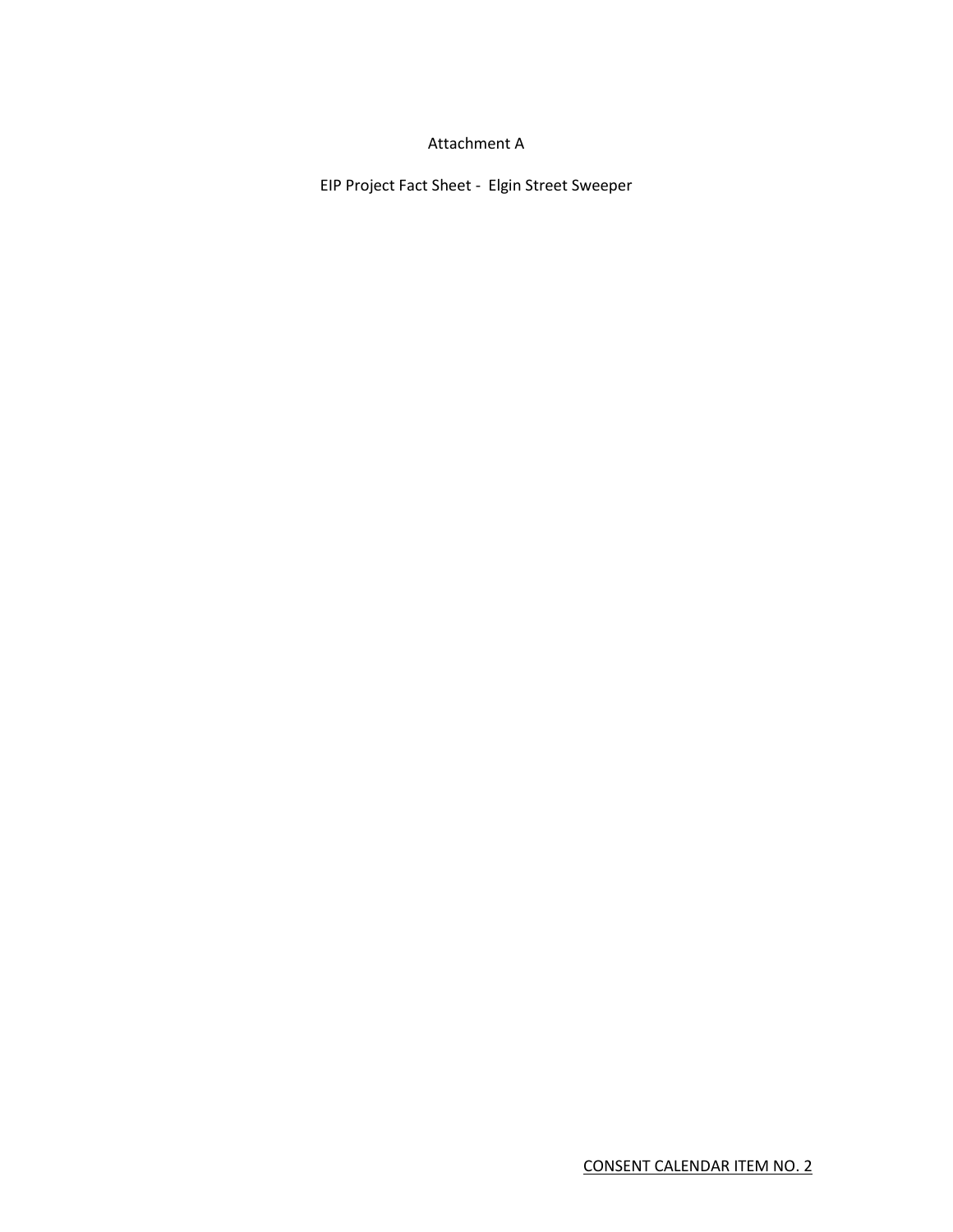Attachment A

EIP Project Fact Sheet - Elgin Street Sweeper

CONSENT CALENDAR ITEM NO. 2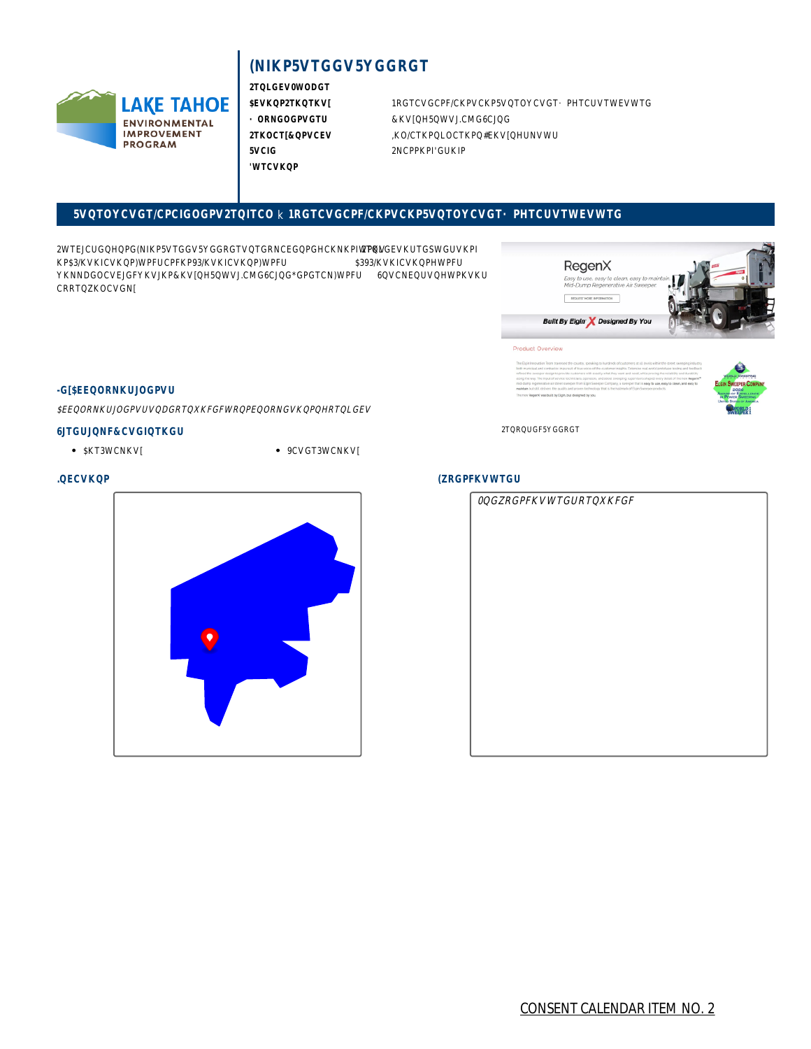# (NIKP5VTGGV5YGGRGT

| | |
|---|---|
| **2TQLGEV0WODGT** | |
| **$EVKQP2TQITCO[** | 1RGTCVGCPF/CKPVCKP5VQTOYCVGT· PHTCUVTWEVWTG |
| **· ORNGOGPVGTU** | &KV[QH5QWVJ.CMG6CJQG |
| **2TKOCT[&QPVCEV** | ,KO/CTKPQLOCTKPQ#EKV[QHUNVWU |
| **5VCIG** | 2NCPPKPI'GUKIP |
| **'WTCVKQP** | |

## 5VQTOYCVGT/CPCIGOGPV2TQITCO ︙ 1RGTCVGCPF/CKPVCKP5VQTOYCVGT· PHTCUVTWEVWTG

2WTEJCUGQHQPG(NIKP5VTGGV5YGGRGTVQTGRNCEGQPGHCKNKPI 2TQLGEVKUTGSWGUVKPI KP$3/KVKICVKQP)WPFUCPFKP93/KVKICVKQP)WPFU $393/KVKICVKQPHWPFU YKNNDGOCVEJGFYKVJKP&KV[QH5QWVJ.CMG6CJQG*GPGTCN)WPFU 6QVCNEQUVQHWPFKVKU CRRTQZKOCVGN[

2TQRQUGF5YGGRGT

### -G[$EEQORNKUJOGPVU

*$EEQORNKUJOGPVUVQDGRTQXKFGFWRQPEQORNGVKQPQHRTQLGEV*

### 6JTGUJQNF&CVGIQTKGU

- $KT3WCNKV[
- 9CVGT3WCNKV[

### .QECVKQP

### (ZRGPFKVWTGU

*0QGZRGPFKVWTGURTQXKFGF*

CONSENT CALENDAR ITEM NO. 2